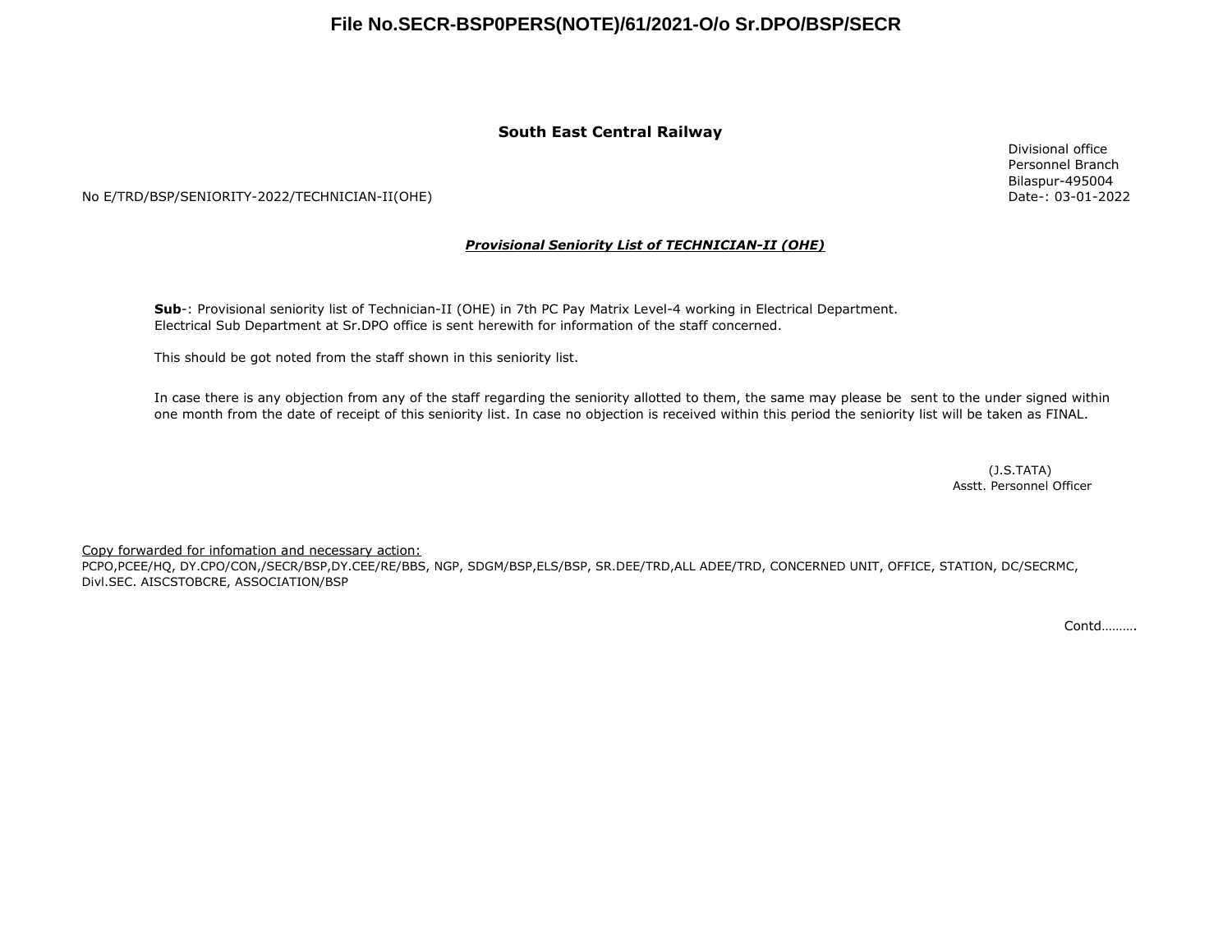File No.SECR-BSP0PERS(NOTE)/61/2021-O/o Sr.DPO/BSP/SECR

**South East Central Railway**

Divisional office
Personnel Branch
Bilaspur-495004
Date-: 03-01-2022

No E/TRD/BSP/SENIORITY-2022/TECHNICIAN-II(OHE)

***Provisional Seniority List of TECHNICIAN-II (OHE)***

**Sub**-: Provisional seniority list of Technician-II (OHE) in 7th PC Pay Matrix Level-4 working in Electrical Department. Electrical Sub Department at Sr.DPO office is sent herewith for information of the staff concerned.

This should be got noted from the staff shown in this seniority list.

In case there is any objection from any of the staff regarding the seniority allotted to them, the same may please be sent to the under signed within one month from the date of receipt of this seniority list. In case no objection is received within this period the seniority list will be taken as FINAL.

(J.S.TATA)
Asstt. Personnel Officer

Copy forwarded for infomation and necessary action:
PCPO,PCEE/HQ, DY.CPO/CON,/SECR/BSP,DY.CEE/RE/BBS, NGP, SDGM/BSP,ELS/BSP, SR.DEE/TRD,ALL ADEE/TRD, CONCERNED UNIT, OFFICE, STATION, DC/SECRMC, Divl.SEC. AISCSTOBCRE, ASSOCIATION/BSP

Contd……….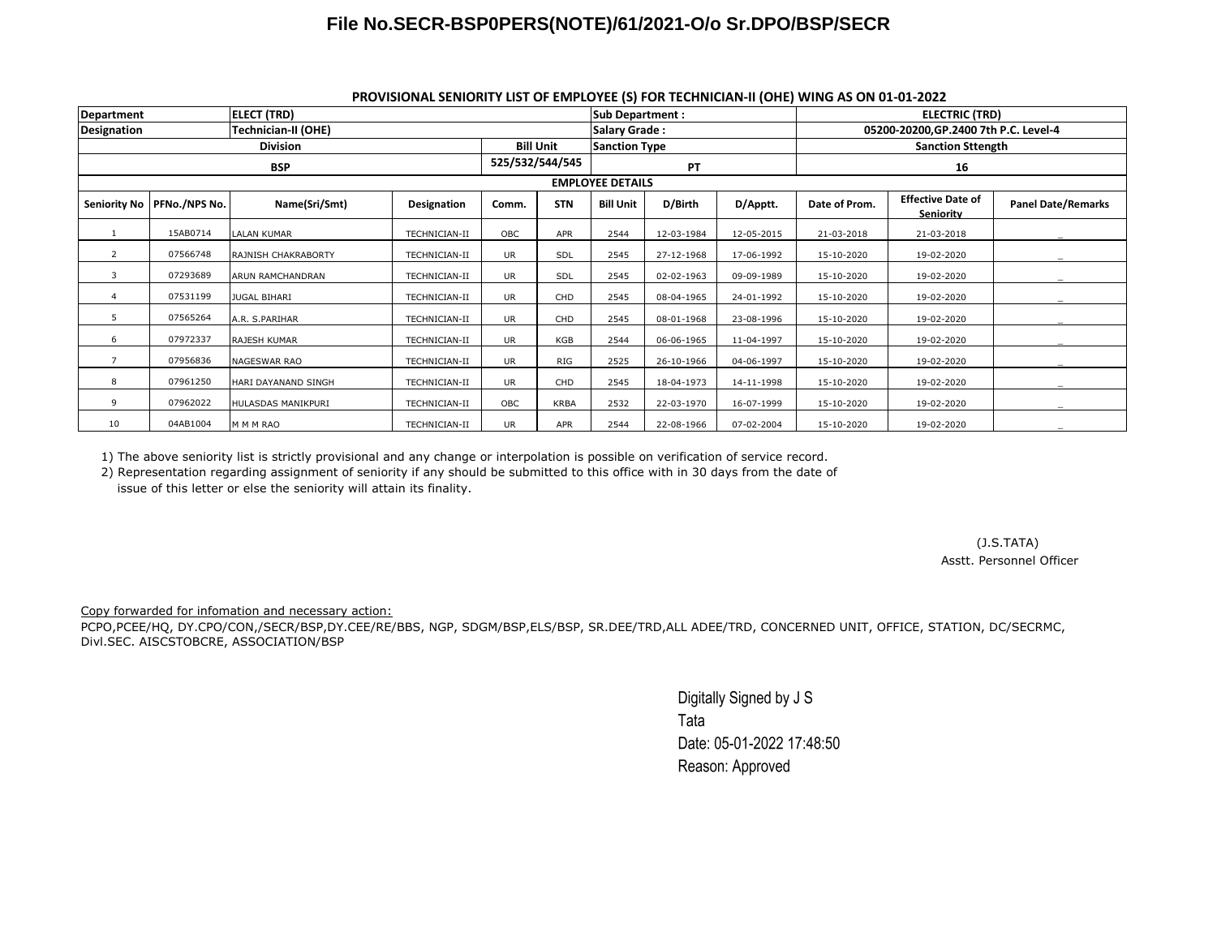# File No.SECR-BSP0PERS(NOTE)/61/2021-O/o Sr.DPO/BSP/SECR

**PROVISIONAL SENIORITY LIST OF EMPLOYEE (S) FOR TECHNICIAN-II (OHE) WING AS ON 01-01-2022**

| **Department** | | **ELECT (TRD)** | | | | **Sub Department :** | | | **ELECTRIC (TRD)** | | |
|---|---|---|---|---|---|---|---|---|---|---|---|
| **Designation** | | **Technician-II (OHE)** | | | | **Salary Grade :** | | | **05200-20200,GP.2400 7th P.C. Level-4** | | |
| **Division** | | | | **Bill Unit** | | **Sanction Type** | | | **Sanction Sttength** | | |
| **BSP** | | | | **525/532/544/545** | | **PT** | | | **16** | | |
| **EMPLOYEE DETAILS** | | | | | | | | | | | |
| **Seniority No** | **PFNo./NPS No.** | **Name(Sri/Smt)** | **Designation** | **Comm.** | **STN** | **Bill Unit** | **D/Birth** | **D/Apptt.** | **Date of Prom.** | **Effective Date of Seniority** | **Panel Date/Remarks** |
| 1 | 15AB0714 | LALAN KUMAR | TECHNICIAN-II | OBC | APR | 2544 | 12-03-1984 | 12-05-2015 | 21-03-2018 | 21-03-2018 | _ |
| 2 | 07566748 | RAJNISH CHAKRABORTY | TECHNICIAN-II | UR | SDL | 2545 | 27-12-1968 | 17-06-1992 | 15-10-2020 | 19-02-2020 | _ |
| 3 | 07293689 | ARUN RAMCHANDRAN | TECHNICIAN-II | UR | SDL | 2545 | 02-02-1963 | 09-09-1989 | 15-10-2020 | 19-02-2020 | _ |
| 4 | 07531199 | JUGAL BIHARI | TECHNICIAN-II | UR | CHD | 2545 | 08-04-1965 | 24-01-1992 | 15-10-2020 | 19-02-2020 | _ |
| 5 | 07565264 | A.R. S.PARIHAR | TECHNICIAN-II | UR | CHD | 2545 | 08-01-1968 | 23-08-1996 | 15-10-2020 | 19-02-2020 | _ |
| 6 | 07972337 | RAJESH KUMAR | TECHNICIAN-II | UR | KGB | 2544 | 06-06-1965 | 11-04-1997 | 15-10-2020 | 19-02-2020 | _ |
| 7 | 07956836 | NAGESWAR RAO | TECHNICIAN-II | UR | RIG | 2525 | 26-10-1966 | 04-06-1997 | 15-10-2020 | 19-02-2020 | _ |
| 8 | 07961250 | HARI DAYANAND SINGH | TECHNICIAN-II | UR | CHD | 2545 | 18-04-1973 | 14-11-1998 | 15-10-2020 | 19-02-2020 | _ |
| 9 | 07962022 | HULASDAS MANIKPURI | TECHNICIAN-II | OBC | KRBA | 2532 | 22-03-1970 | 16-07-1999 | 15-10-2020 | 19-02-2020 | _ |
| 10 | 04AB1004 | M M M RAO | TECHNICIAN-II | UR | APR | 2544 | 22-08-1966 | 07-02-2004 | 15-10-2020 | 19-02-2020 | _ |

1) The above seniority list is strictly provisional and any change or interpolation is possible on verification of service record.
2) Representation regarding assignment of seniority if any should be submitted to this office with in 30 days from the date of issue of this letter or else the seniority will attain its finality.

(J.S.TATA)
Asstt. Personnel Officer

Copy forwarded for infomation and necessary action:
PCPO,PCEE/HQ, DY.CPO/CON,/SECR/BSP,DY.CEE/RE/BBS, NGP, SDGM/BSP,ELS/BSP, SR.DEE/TRD,ALL ADEE/TRD, CONCERNED UNIT, OFFICE, STATION, DC/SECRMC, Divl.SEC. AISCSTOBCRE, ASSOCIATION/BSP

Digitally Signed by J S Tata
Date: 05-01-2022 17:48:50
Reason: Approved